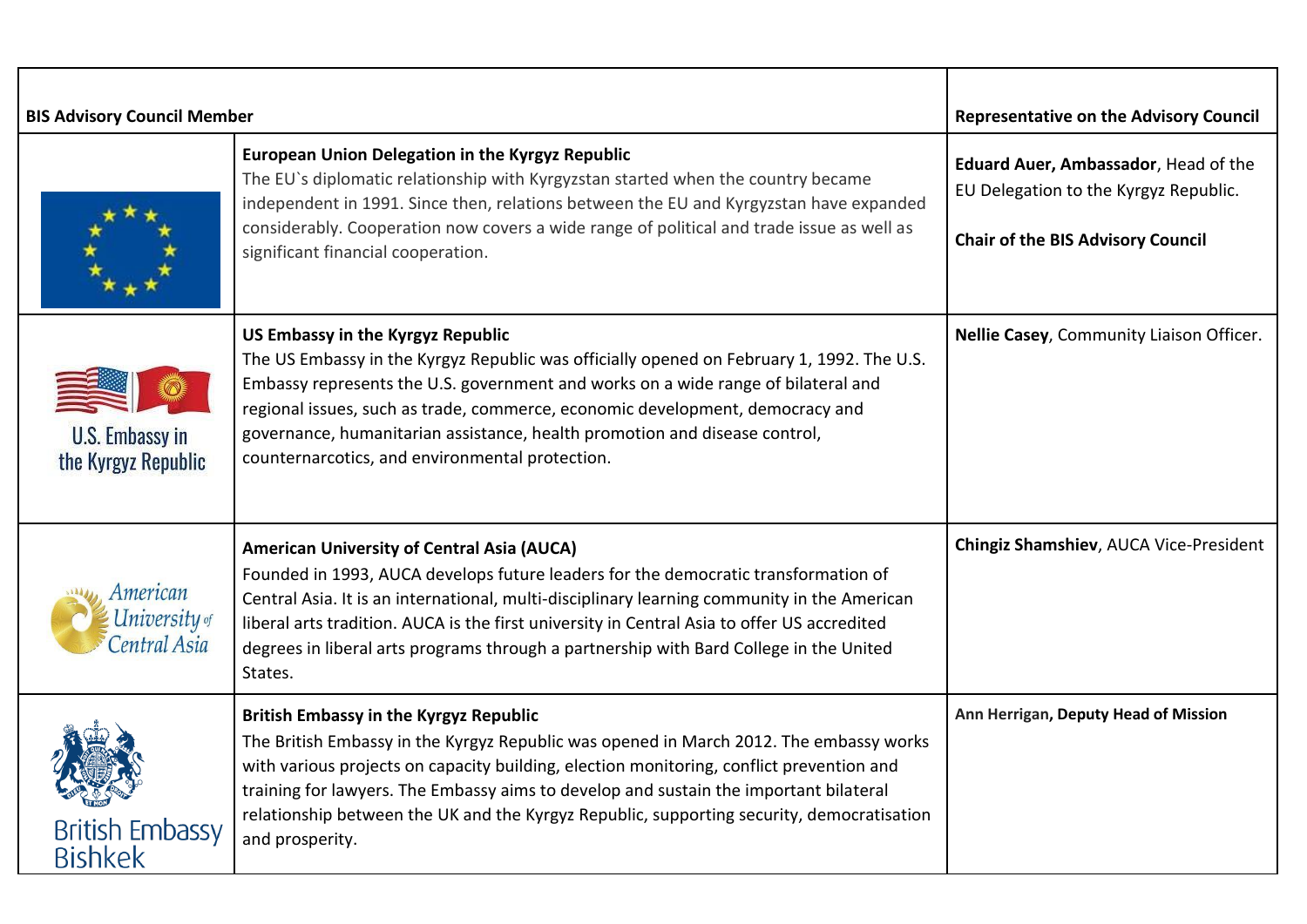| BIS Advisory Council Member | | Representative on the Advisory Council |
|---|---|---|
| | **European Union Delegation in the Kyrgyz Republic**<br>The EU`s diplomatic relationship with Kyrgyzstan started when the country became independent in 1991. Since then, relations between the EU and Kyrgyzstan have expanded considerably. Cooperation now covers a wide range of political and trade issue as well as significant financial cooperation. | **Eduard Auer, Ambassador**, Head of the EU Delegation to the Kyrgyz Republic.<br><br>**Chair of the BIS Advisory Council** |
| U.S. Embassy in the Kyrgyz Republic | **US Embassy in the Kyrgyz Republic**<br>The US Embassy in the Kyrgyz Republic was officially opened on February 1, 1992. The U.S. Embassy represents the U.S. government and works on a wide range of bilateral and regional issues, such as trade, commerce, economic development, democracy and governance, humanitarian assistance, health promotion and disease control, counternarcotics, and environmental protection. | **Nellie Casey**, Community Liaison Officer. |
| American University of Central Asia | **American University of Central Asia (AUCA)**<br>Founded in 1993, AUCA develops future leaders for the democratic transformation of Central Asia. It is an international, multi-disciplinary learning community in the American liberal arts tradition. AUCA is the first university in Central Asia to offer US accredited degrees in liberal arts programs through a partnership with Bard College in the United States. | **Chingiz Shamshiev**, AUCA Vice-President |
| British Embassy Bishkek | **British Embassy in the Kyrgyz Republic**<br>The British Embassy in the Kyrgyz Republic was opened in March 2012. The embassy works with various projects on capacity building, election monitoring, conflict prevention and training for lawyers. The Embassy aims to develop and sustain the important bilateral relationship between the UK and the Kyrgyz Republic, supporting security, democratisation and prosperity. | **Ann Herrigan, Deputy Head of Mission** |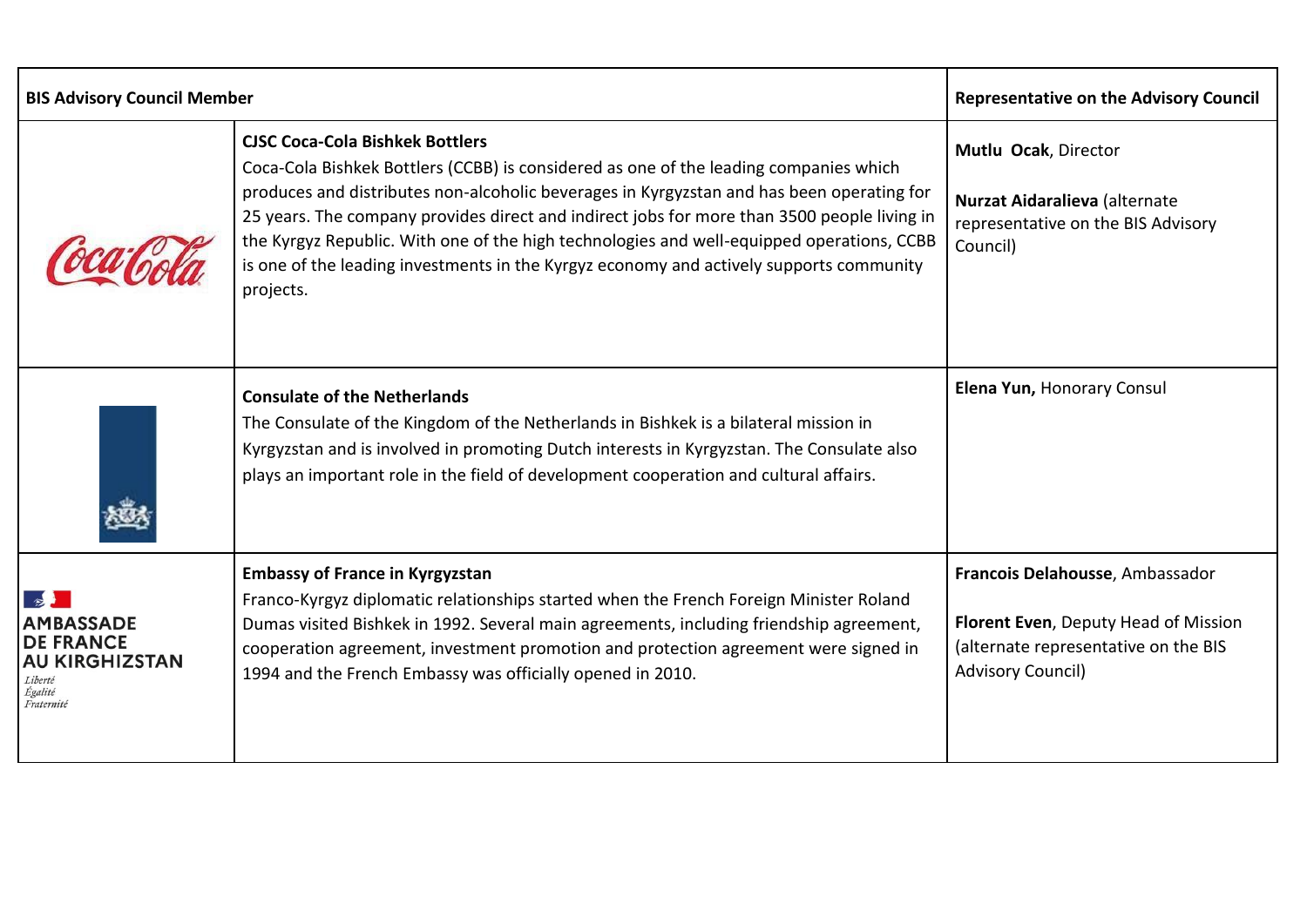| BIS Advisory Council Member | | Representative on the Advisory Council |
|---|---|---|
| Coca-Cola | **CJSC Coca-Cola Bishkek Bottlers**<br>Coca-Cola Bishkek Bottlers (CCBB) is considered as one of the leading companies which produces and distributes non-alcoholic beverages in Kyrgyzstan and has been operating for 25 years. The company provides direct and indirect jobs for more than 3500 people living in the Kyrgyz Republic. With one of the high technologies and well-equipped operations, CCBB is one of the leading investments in the Kyrgyz economy and actively supports community projects. | **Mutlu Ocak**, Director<br><br>**Nurzat Aidaralieva** (alternate representative on the BIS Advisory Council) |
| | **Consulate of the Netherlands**<br>The Consulate of the Kingdom of the Netherlands in Bishkek is a bilateral mission in Kyrgyzstan and is involved in promoting Dutch interests in Kyrgyzstan. The Consulate also plays an important role in the field of development cooperation and cultural affairs. | **Elena Yun,** Honorary Consul |
| AMBASSADE DE FRANCE AU KIRGHIZSTAN<br>*Liberté Égalité Fraternité* | **Embassy of France in Kyrgyzstan**<br>Franco-Kyrgyz diplomatic relationships started when the French Foreign Minister Roland Dumas visited Bishkek in 1992. Several main agreements, including friendship agreement, cooperation agreement, investment promotion and protection agreement were signed in 1994 and the French Embassy was officially opened in 2010. | **Francois Delahousse**, Ambassador<br><br>**Florent Even**, Deputy Head of Mission (alternate representative on the BIS Advisory Council) |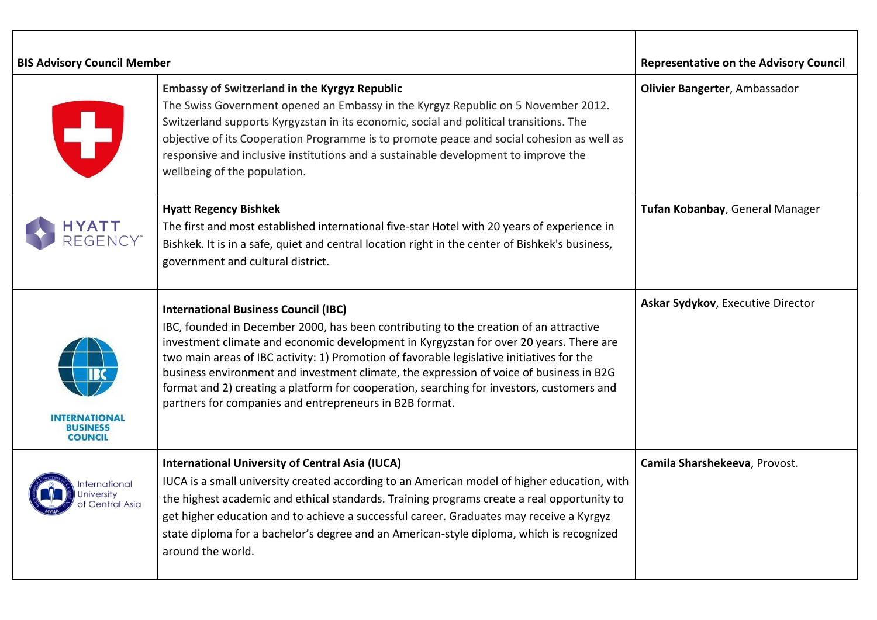| BIS Advisory Council Member | | Representative on the Advisory Council |
|---|---|---|
| | **Embassy of Switzerland in the Kyrgyz Republic**<br>The Swiss Government opened an Embassy in the Kyrgyz Republic on 5 November 2012. Switzerland supports Kyrgyzstan in its economic, social and political transitions. The objective of its Cooperation Programme is to promote peace and social cohesion as well as responsive and inclusive institutions and a sustainable development to improve the wellbeing of the population. | **Olivier Bangerter**, Ambassador |
| HYATT REGENCY | **Hyatt Regency Bishkek**<br>The first and most established international five-star Hotel with 20 years of experience in Bishkek. It is in a safe, quiet and central location right in the center of Bishkek's business, government and cultural district. | **Tufan Kobanbay**, General Manager |
| INTERNATIONAL BUSINESS COUNCIL | **International Business Council (IBC)**<br>IBC, founded in December 2000, has been contributing to the creation of an attractive investment climate and economic development in Kyrgyzstan for over 20 years. There are two main areas of IBC activity: 1) Promotion of favorable legislative initiatives for the business environment and investment climate, the expression of voice of business in B2G format and 2) creating a platform for cooperation, searching for investors, customers and partners for companies and entrepreneurs in B2B format. | **Askar Sydykov**, Executive Director |
| International University of Central Asia | **International University of Central Asia (IUCA)**<br>IUCA is a small university created according to an American model of higher education, with the highest academic and ethical standards. Training programs create a real opportunity to get higher education and to achieve a successful career. Graduates may receive a Kyrgyz state diploma for a bachelor's degree and an American-style diploma, which is recognized around the world. | **Camila Sharshekeeva**, Provost. |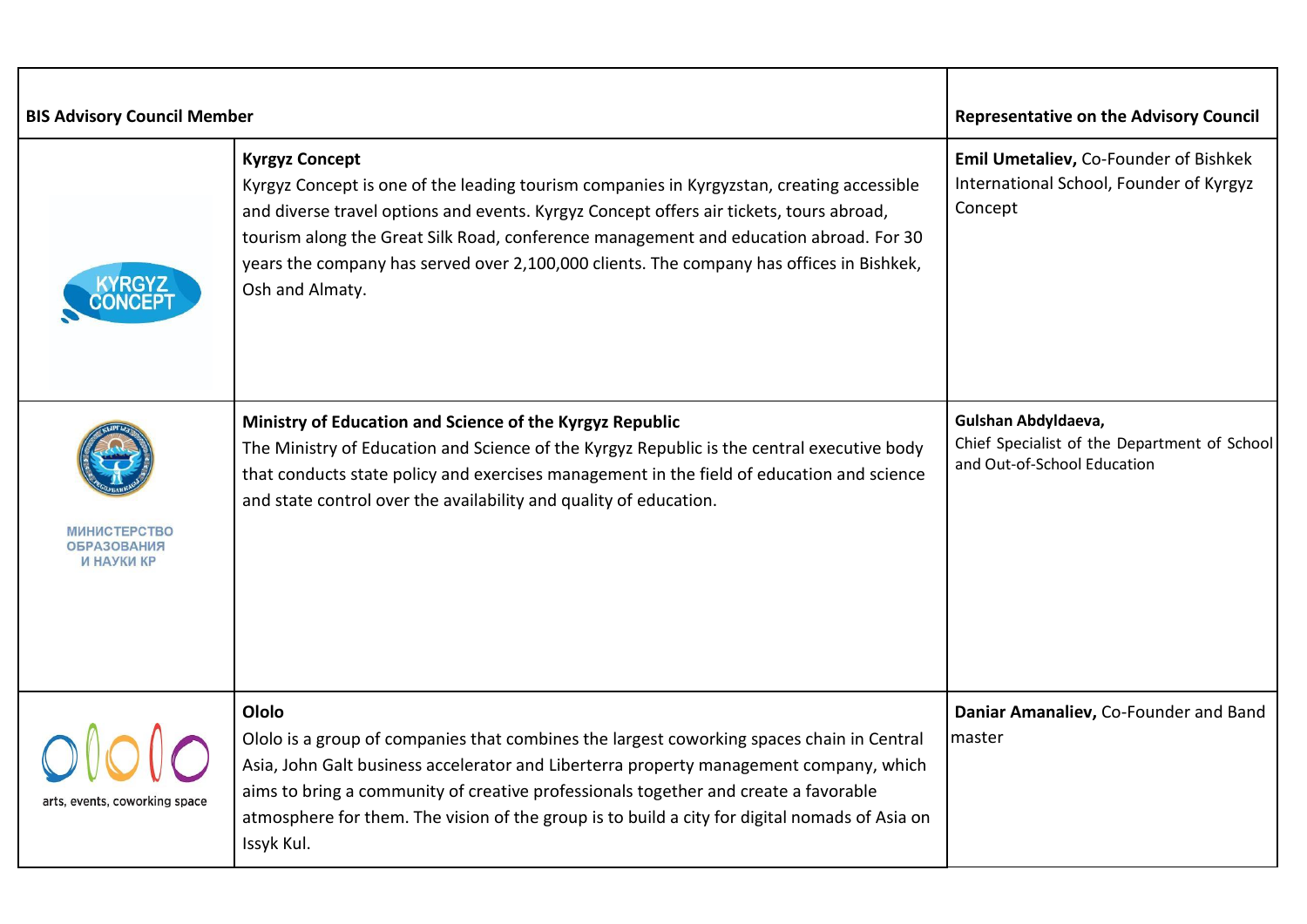| BIS Advisory Council Member | | Representative on the Advisory Council |
|---|---|---|
| KYRGYZ CONCEPT | **Kyrgyz Concept**<br>Kyrgyz Concept is one of the leading tourism companies in Kyrgyzstan, creating accessible and diverse travel options and events. Kyrgyz Concept offers air tickets, tours abroad, tourism along the Great Silk Road, conference management and education abroad. For 30 years the company has served over 2,100,000 clients. The company has offices in Bishkek, Osh and Almaty. | **Emil Umetaliev,** Co-Founder of Bishkek International School, Founder of Kyrgyz Concept |
| МИНИСТЕРСТВО ОБРАЗОВАНИЯ И НАУКИ КР | **Ministry of Education and Science of the Kyrgyz Republic**<br>The Ministry of Education and Science of the Kyrgyz Republic is the central executive body that conducts state policy and exercises management in the field of education and science and state control over the availability and quality of education. | **Gulshan Abdyldaeva,**<br>Chief Specialist of the Department of School and Out-of-School Education |
| ololo<br>arts, events, coworking space | **Ololo**<br>Ololo is a group of companies that combines the largest coworking spaces chain in Central Asia, John Galt business accelerator and Liberterra property management company, which aims to bring a community of creative professionals together and create a favorable atmosphere for them. The vision of the group is to build a city for digital nomads of Asia on Issyk Kul. | **Daniar Amanaliev,** Co-Founder and Band master |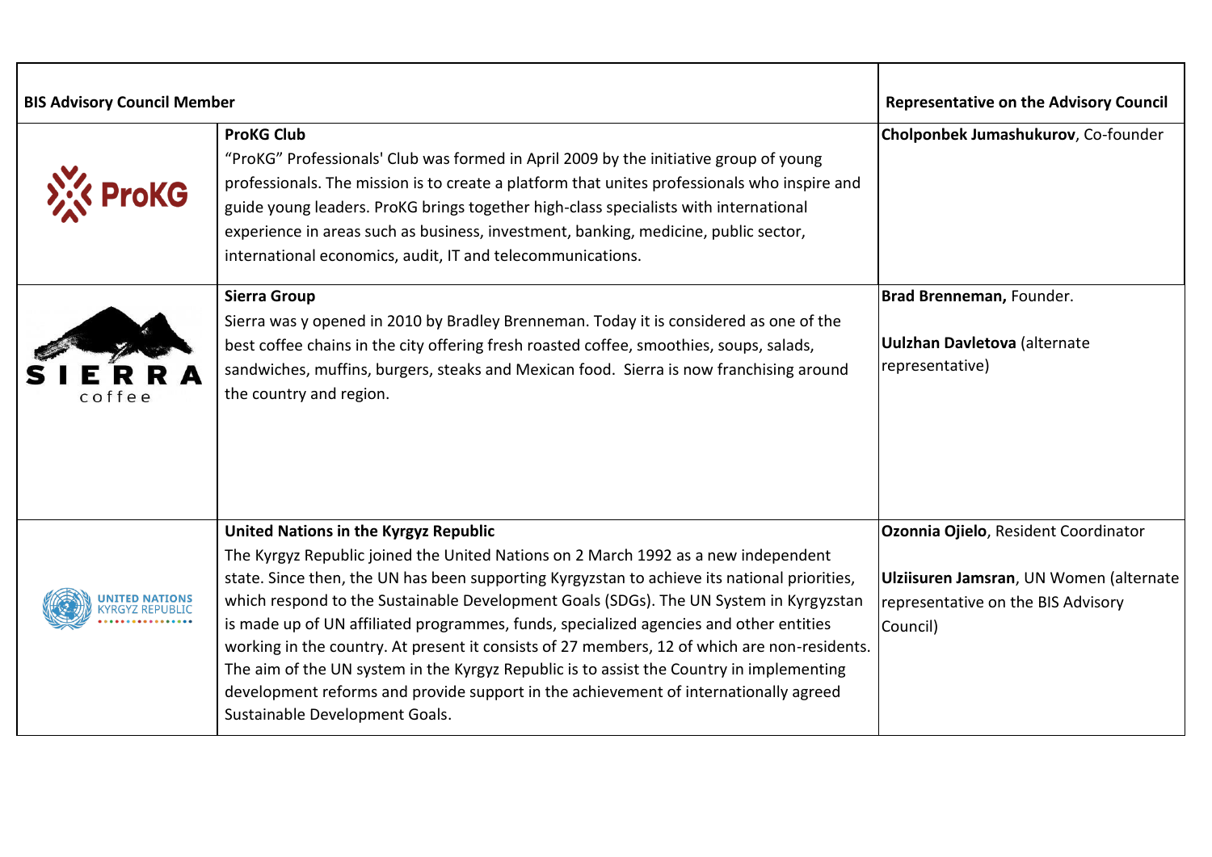| BIS Advisory Council Member | | Representative on the Advisory Council |
|---|---|---|
| ProKG | **ProKG Club**<br>"ProKG" Professionals' Club was formed in April 2009 by the initiative group of young professionals. The mission is to create a platform that unites professionals who inspire and guide young leaders. ProKG brings together high-class specialists with international experience in areas such as business, investment, banking, medicine, public sector, international economics, audit, IT and telecommunications. | **Cholponbek Jumashukurov**, Co-founder |
| SIERRA coffee | **Sierra Group**<br>Sierra was y opened in 2010 by Bradley Brenneman. Today it is considered as one of the best coffee chains in the city offering fresh roasted coffee, smoothies, soups, salads, sandwiches, muffins, burgers, steaks and Mexican food. Sierra is now franchising around the country and region. | **Brad Brenneman,** Founder.<br><br>**Uulzhan Davletova** (alternate representative) |
| UNITED NATIONS KYRGYZ REPUBLIC | **United Nations in the Kyrgyz Republic**<br>The Kyrgyz Republic joined the United Nations on 2 March 1992 as a new independent state. Since then, the UN has been supporting Kyrgyzstan to achieve its national priorities, which respond to the Sustainable Development Goals (SDGs). The UN System in Kyrgyzstan is made up of UN affiliated programmes, funds, specialized agencies and other entities working in the country. At present it consists of 27 members, 12 of which are non-residents. The aim of the UN system in the Kyrgyz Republic is to assist the Country in implementing development reforms and provide support in the achievement of internationally agreed Sustainable Development Goals. | **Ozonnia Ojielo**, Resident Coordinator<br><br>**Ulziisuren Jamsran**, UN Women (alternate representative on the BIS Advisory Council) |